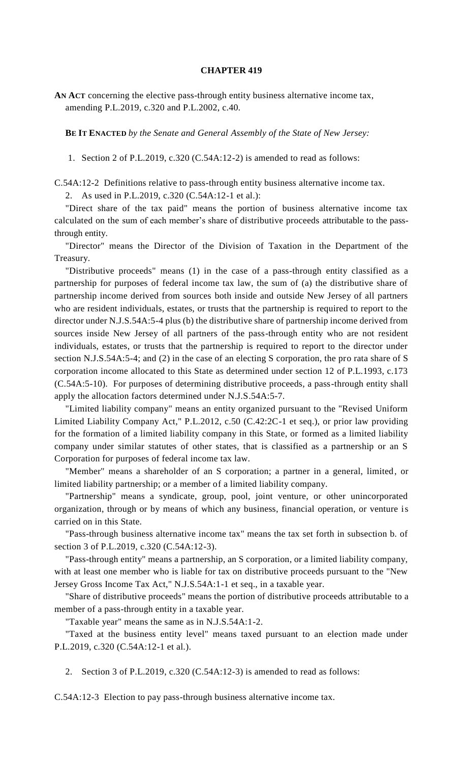# CHAPTER 419

**AN ACT** concerning the elective pass-through entity business alternative income tax, amending P.L.2019, c.320 and P.L.2002, c.40.

**BE IT ENACTED** *by the Senate and General Assembly of the State of New Jersey:*

1. Section 2 of P.L.2019, c.320 (C.54A:12-2) is amended to read as follows:

C.54A:12-2 Definitions relative to pass-through entity business alternative income tax.

2. As used in P.L.2019, c.320 (C.54A:12-1 et al.):

"Direct share of the tax paid" means the portion of business alternative income tax calculated on the sum of each member's share of distributive proceeds attributable to the pass-through entity.

"Director" means the Director of the Division of Taxation in the Department of the Treasury.

"Distributive proceeds" means (1) in the case of a pass-through entity classified as a partnership for purposes of federal income tax law, the sum of (a) the distributive share of partnership income derived from sources both inside and outside New Jersey of all partners who are resident individuals, estates, or trusts that the partnership is required to report to the director under N.J.S.54A:5-4 plus (b) the distributive share of partnership income derived from sources inside New Jersey of all partners of the pass-through entity who are not resident individuals, estates, or trusts that the partnership is required to report to the director under section N.J.S.54A:5-4; and (2) in the case of an electing S corporation, the pro rata share of S corporation income allocated to this State as determined under section 12 of P.L.1993, c.173 (C.54A:5-10). For purposes of determining distributive proceeds, a pass-through entity shall apply the allocation factors determined under N.J.S.54A:5-7.

"Limited liability company" means an entity organized pursuant to the "Revised Uniform Limited Liability Company Act," P.L.2012, c.50 (C.42:2C-1 et seq.), or prior law providing for the formation of a limited liability company in this State, or formed as a limited liability company under similar statutes of other states, that is classified as a partnership or an S Corporation for purposes of federal income tax law.

"Member" means a shareholder of an S corporation; a partner in a general, limited, or limited liability partnership; or a member of a limited liability company.

"Partnership" means a syndicate, group, pool, joint venture, or other unincorporated organization, through or by means of which any business, financial operation, or venture is carried on in this State.

"Pass-through business alternative income tax" means the tax set forth in subsection b. of section 3 of P.L.2019, c.320 (C.54A:12-3).

"Pass-through entity" means a partnership, an S corporation, or a limited liability company, with at least one member who is liable for tax on distributive proceeds pursuant to the "New Jersey Gross Income Tax Act," N.J.S.54A:1-1 et seq., in a taxable year.

"Share of distributive proceeds" means the portion of distributive proceeds attributable to a member of a pass-through entity in a taxable year.

"Taxable year" means the same as in N.J.S.54A:1-2.

"Taxed at the business entity level" means taxed pursuant to an election made under P.L.2019, c.320 (C.54A:12-1 et al.).

2. Section 3 of P.L.2019, c.320 (C.54A:12-3) is amended to read as follows:

C.54A:12-3 Election to pay pass-through business alternative income tax.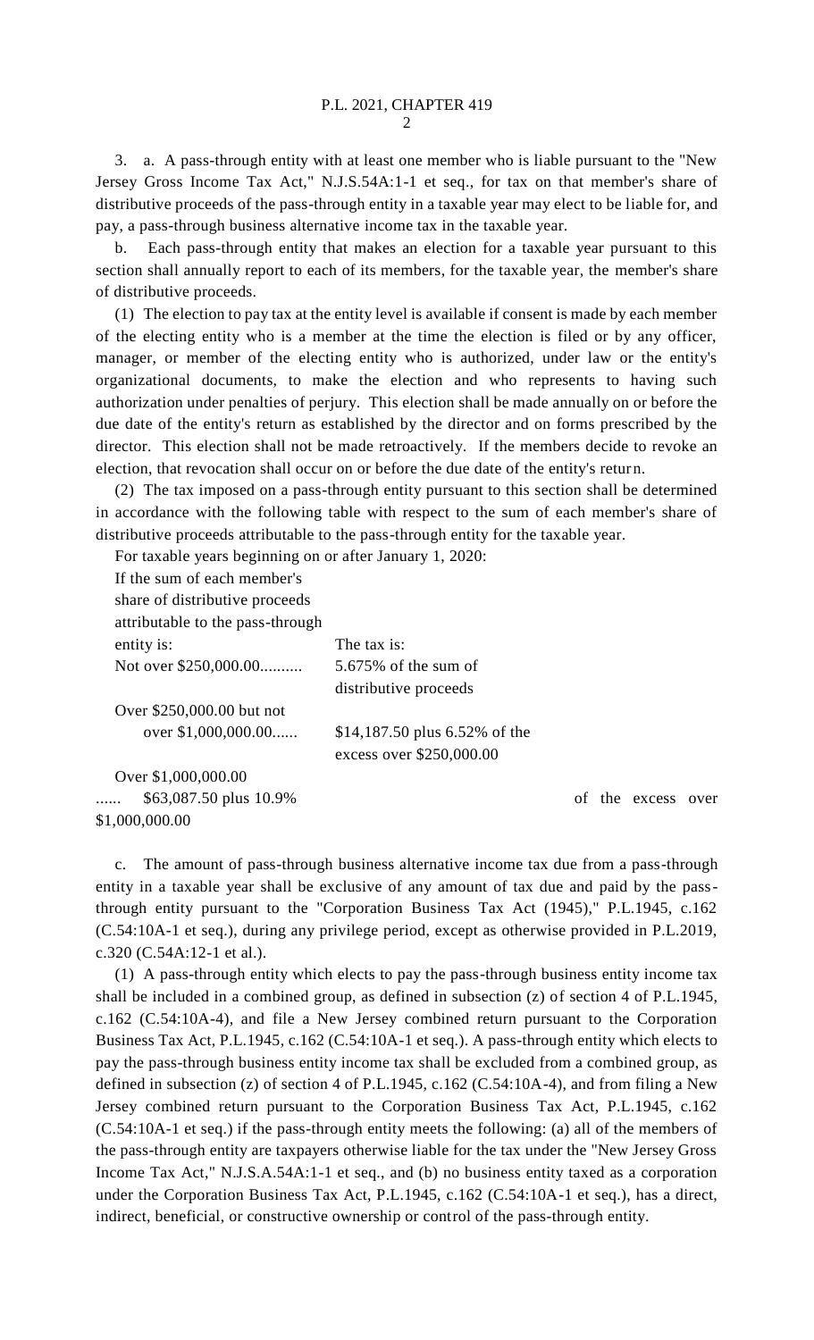3. a. A pass-through entity with at least one member who is liable pursuant to the "New Jersey Gross Income Tax Act," N.J.S.54A:1-1 et seq., for tax on that member's share of distributive proceeds of the pass-through entity in a taxable year may elect to be liable for, and pay, a pass-through business alternative income tax in the taxable year.

b. Each pass-through entity that makes an election for a taxable year pursuant to this section shall annually report to each of its members, for the taxable year, the member's share of distributive proceeds.

(1) The election to pay tax at the entity level is available if consent is made by each member of the electing entity who is a member at the time the election is filed or by any officer, manager, or member of the electing entity who is authorized, under law or the entity's organizational documents, to make the election and who represents to having such authorization under penalties of perjury. This election shall be made annually on or before the due date of the entity's return as established by the director and on forms prescribed by the director. This election shall not be made retroactively. If the members decide to revoke an election, that revocation shall occur on or before the due date of the entity's return.

(2) The tax imposed on a pass-through entity pursuant to this section shall be determined in accordance with the following table with respect to the sum of each member's share of distributive proceeds attributable to the pass-through entity for the taxable year.

For taxable years beginning on or after January 1, 2020:

| If the sum of each member's share of distributive proceeds attributable to the pass-through entity is: | The tax is: |
|---|---|
| Not over $250,000.00.......... | 5.675% of the sum of distributive proceeds |
| Over $250,000.00 but not over $1,000,000.00...... | $14,187.50 plus 6.52% of the excess over $250,000.00 |
| Over $1,000,000.00 ...... | $63,087.50 plus 10.9% of the excess over $1,000,000.00 |

c. The amount of pass-through business alternative income tax due from a pass-through entity in a taxable year shall be exclusive of any amount of tax due and paid by the pass-through entity pursuant to the "Corporation Business Tax Act (1945)," P.L.1945, c.162 (C.54:10A-1 et seq.), during any privilege period, except as otherwise provided in P.L.2019, c.320 (C.54A:12-1 et al.).

(1) A pass-through entity which elects to pay the pass-through business entity income tax shall be included in a combined group, as defined in subsection (z) of section 4 of P.L.1945, c.162 (C.54:10A-4), and file a New Jersey combined return pursuant to the Corporation Business Tax Act, P.L.1945, c.162 (C.54:10A-1 et seq.). A pass-through entity which elects to pay the pass-through business entity income tax shall be excluded from a combined group, as defined in subsection (z) of section 4 of P.L.1945, c.162 (C.54:10A-4), and from filing a New Jersey combined return pursuant to the Corporation Business Tax Act, P.L.1945, c.162 (C.54:10A-1 et seq.) if the pass-through entity meets the following: (a) all of the members of the pass-through entity are taxpayers otherwise liable for the tax under the "New Jersey Gross Income Tax Act," N.J.S.A.54A:1-1 et seq., and (b) no business entity taxed as a corporation under the Corporation Business Tax Act, P.L.1945, c.162 (C.54:10A-1 et seq.), has a direct, indirect, beneficial, or constructive ownership or control of the pass-through entity.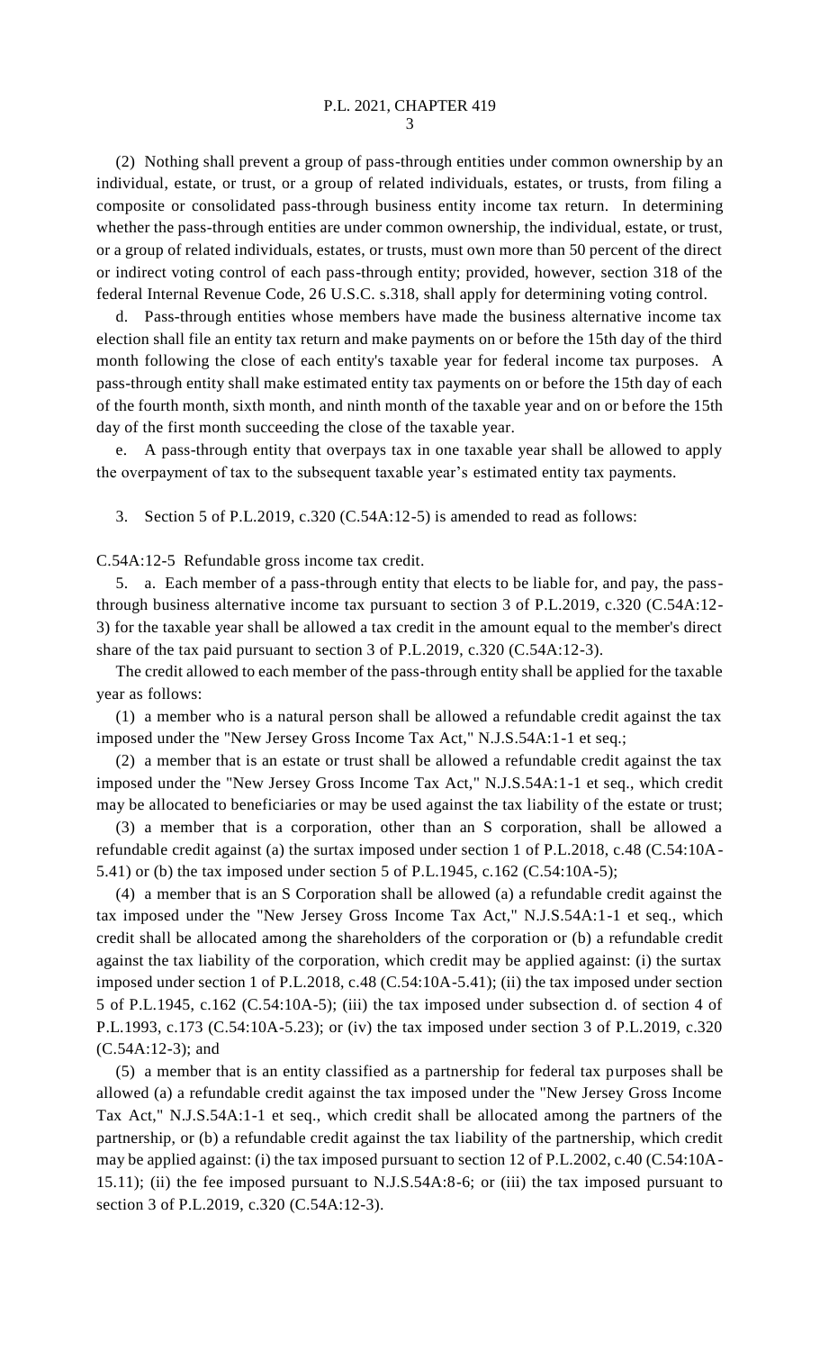(2) Nothing shall prevent a group of pass-through entities under common ownership by an individual, estate, or trust, or a group of related individuals, estates, or trusts, from filing a composite or consolidated pass-through business entity income tax return. In determining whether the pass-through entities are under common ownership, the individual, estate, or trust, or a group of related individuals, estates, or trusts, must own more than 50 percent of the direct or indirect voting control of each pass-through entity; provided, however, section 318 of the federal Internal Revenue Code, 26 U.S.C. s.318, shall apply for determining voting control.

d. Pass-through entities whose members have made the business alternative income tax election shall file an entity tax return and make payments on or before the 15th day of the third month following the close of each entity's taxable year for federal income tax purposes. A pass-through entity shall make estimated entity tax payments on or before the 15th day of each of the fourth month, sixth month, and ninth month of the taxable year and on or before the 15th day of the first month succeeding the close of the taxable year.

e. A pass-through entity that overpays tax in one taxable year shall be allowed to apply the overpayment of tax to the subsequent taxable year's estimated entity tax payments.

3. Section 5 of P.L.2019, c.320 (C.54A:12-5) is amended to read as follows:

C.54A:12-5 Refundable gross income tax credit.

5. a. Each member of a pass-through entity that elects to be liable for, and pay, the pass-through business alternative income tax pursuant to section 3 of P.L.2019, c.320 (C.54A:12-3) for the taxable year shall be allowed a tax credit in the amount equal to the member's direct share of the tax paid pursuant to section 3 of P.L.2019, c.320 (C.54A:12-3).

The credit allowed to each member of the pass-through entity shall be applied for the taxable year as follows:

(1) a member who is a natural person shall be allowed a refundable credit against the tax imposed under the "New Jersey Gross Income Tax Act," N.J.S.54A:1-1 et seq.;

(2) a member that is an estate or trust shall be allowed a refundable credit against the tax imposed under the "New Jersey Gross Income Tax Act," N.J.S.54A:1-1 et seq., which credit may be allocated to beneficiaries or may be used against the tax liability of the estate or trust;

(3) a member that is a corporation, other than an S corporation, shall be allowed a refundable credit against (a) the surtax imposed under section 1 of P.L.2018, c.48 (C.54:10A-5.41) or (b) the tax imposed under section 5 of P.L.1945, c.162 (C.54:10A-5);

(4) a member that is an S Corporation shall be allowed (a) a refundable credit against the tax imposed under the "New Jersey Gross Income Tax Act," N.J.S.54A:1-1 et seq., which credit shall be allocated among the shareholders of the corporation or (b) a refundable credit against the tax liability of the corporation, which credit may be applied against: (i) the surtax imposed under section 1 of P.L.2018, c.48 (C.54:10A-5.41); (ii) the tax imposed under section 5 of P.L.1945, c.162 (C.54:10A-5); (iii) the tax imposed under subsection d. of section 4 of P.L.1993, c.173 (C.54:10A-5.23); or (iv) the tax imposed under section 3 of P.L.2019, c.320 (C.54A:12-3); and

(5) a member that is an entity classified as a partnership for federal tax purposes shall be allowed (a) a refundable credit against the tax imposed under the "New Jersey Gross Income Tax Act," N.J.S.54A:1-1 et seq., which credit shall be allocated among the partners of the partnership, or (b) a refundable credit against the tax liability of the partnership, which credit may be applied against: (i) the tax imposed pursuant to section 12 of P.L.2002, c.40 (C.54:10A-15.11); (ii) the fee imposed pursuant to N.J.S.54A:8-6; or (iii) the tax imposed pursuant to section 3 of P.L.2019, c.320 (C.54A:12-3).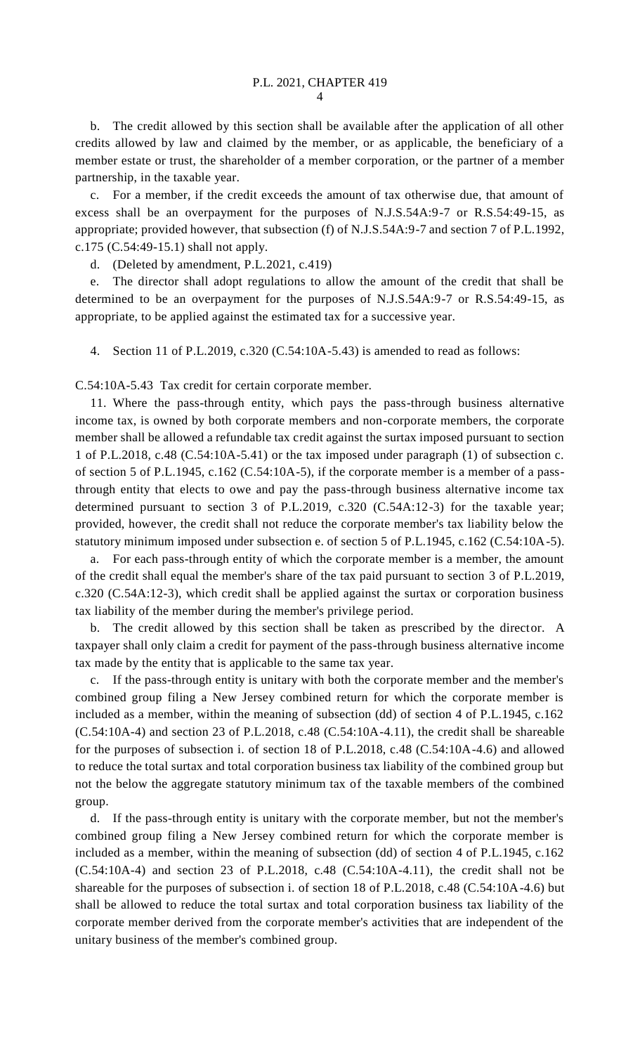b. The credit allowed by this section shall be available after the application of all other credits allowed by law and claimed by the member, or as applicable, the beneficiary of a member estate or trust, the shareholder of a member corporation, or the partner of a member partnership, in the taxable year.

c. For a member, if the credit exceeds the amount of tax otherwise due, that amount of excess shall be an overpayment for the purposes of N.J.S.54A:9-7 or R.S.54:49-15, as appropriate; provided however, that subsection (f) of N.J.S.54A:9-7 and section 7 of P.L.1992, c.175 (C.54:49-15.1) shall not apply.

d. (Deleted by amendment, P.L.2021, c.419)

e. The director shall adopt regulations to allow the amount of the credit that shall be determined to be an overpayment for the purposes of N.J.S.54A:9-7 or R.S.54:49-15, as appropriate, to be applied against the estimated tax for a successive year.

4. Section 11 of P.L.2019, c.320 (C.54:10A-5.43) is amended to read as follows:

C.54:10A-5.43 Tax credit for certain corporate member.

11. Where the pass-through entity, which pays the pass-through business alternative income tax, is owned by both corporate members and non-corporate members, the corporate member shall be allowed a refundable tax credit against the surtax imposed pursuant to section 1 of P.L.2018, c.48 (C.54:10A-5.41) or the tax imposed under paragraph (1) of subsection c. of section 5 of P.L.1945, c.162 (C.54:10A-5), if the corporate member is a member of a pass-through entity that elects to owe and pay the pass-through business alternative income tax determined pursuant to section 3 of P.L.2019, c.320 (C.54A:12-3) for the taxable year; provided, however, the credit shall not reduce the corporate member's tax liability below the statutory minimum imposed under subsection e. of section 5 of P.L.1945, c.162 (C.54:10A-5).

a. For each pass-through entity of which the corporate member is a member, the amount of the credit shall equal the member's share of the tax paid pursuant to section 3 of P.L.2019, c.320 (C.54A:12-3), which credit shall be applied against the surtax or corporation business tax liability of the member during the member's privilege period.

b. The credit allowed by this section shall be taken as prescribed by the director. A taxpayer shall only claim a credit for payment of the pass-through business alternative income tax made by the entity that is applicable to the same tax year.

c. If the pass-through entity is unitary with both the corporate member and the member's combined group filing a New Jersey combined return for which the corporate member is included as a member, within the meaning of subsection (dd) of section 4 of P.L.1945, c.162 (C.54:10A-4) and section 23 of P.L.2018, c.48 (C.54:10A-4.11), the credit shall be shareable for the purposes of subsection i. of section 18 of P.L.2018, c.48 (C.54:10A-4.6) and allowed to reduce the total surtax and total corporation business tax liability of the combined group but not the below the aggregate statutory minimum tax of the taxable members of the combined group.

d. If the pass-through entity is unitary with the corporate member, but not the member's combined group filing a New Jersey combined return for which the corporate member is included as a member, within the meaning of subsection (dd) of section 4 of P.L.1945, c.162 (C.54:10A-4) and section 23 of P.L.2018, c.48 (C.54:10A-4.11), the credit shall not be shareable for the purposes of subsection i. of section 18 of P.L.2018, c.48 (C.54:10A-4.6) but shall be allowed to reduce the total surtax and total corporation business tax liability of the corporate member derived from the corporate member's activities that are independent of the unitary business of the member's combined group.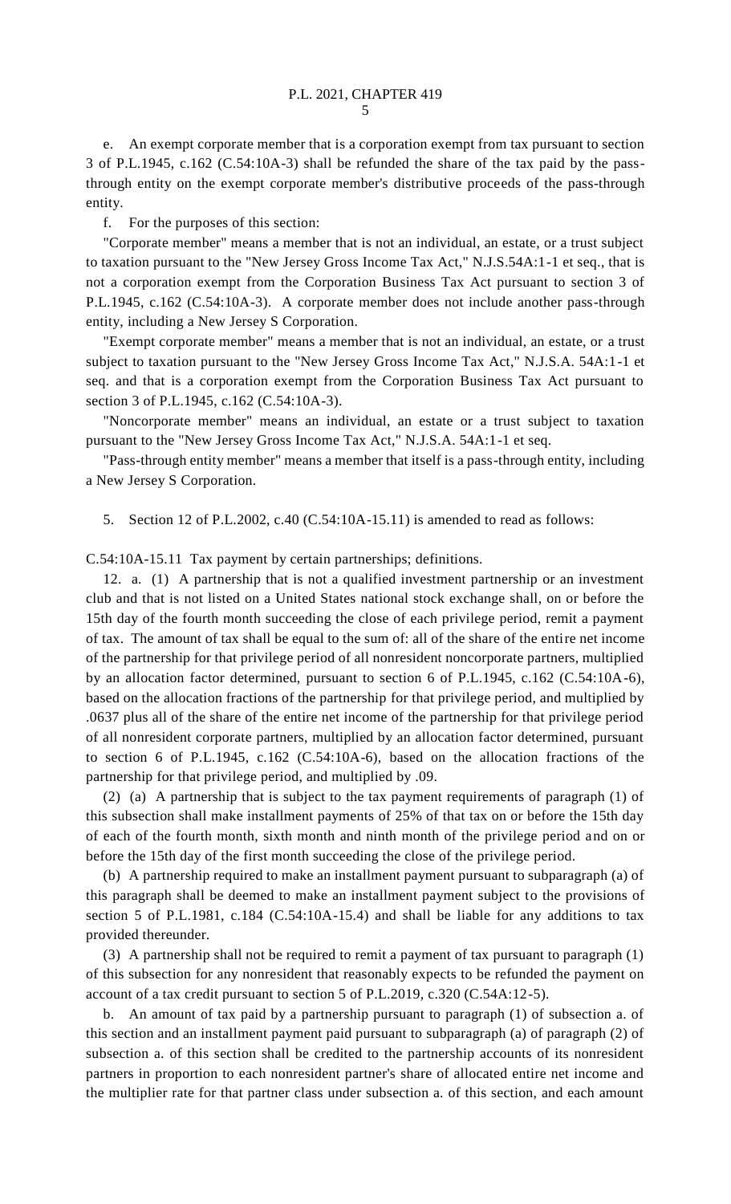e. An exempt corporate member that is a corporation exempt from tax pursuant to section 3 of P.L.1945, c.162 (C.54:10A-3) shall be refunded the share of the tax paid by the pass-through entity on the exempt corporate member's distributive proceeds of the pass-through entity.

f. For the purposes of this section:

"Corporate member" means a member that is not an individual, an estate, or a trust subject to taxation pursuant to the "New Jersey Gross Income Tax Act," N.J.S.54A:1-1 et seq., that is not a corporation exempt from the Corporation Business Tax Act pursuant to section 3 of P.L.1945, c.162 (C.54:10A-3). A corporate member does not include another pass-through entity, including a New Jersey S Corporation.

"Exempt corporate member" means a member that is not an individual, an estate, or a trust subject to taxation pursuant to the "New Jersey Gross Income Tax Act," N.J.S.A. 54A:1-1 et seq. and that is a corporation exempt from the Corporation Business Tax Act pursuant to section 3 of P.L.1945, c.162 (C.54:10A-3).

"Noncorporate member" means an individual, an estate or a trust subject to taxation pursuant to the "New Jersey Gross Income Tax Act," N.J.S.A. 54A:1-1 et seq.

"Pass-through entity member" means a member that itself is a pass-through entity, including a New Jersey S Corporation.

5. Section 12 of P.L.2002, c.40 (C.54:10A-15.11) is amended to read as follows:

C.54:10A-15.11 Tax payment by certain partnerships; definitions.

12. a. (1) A partnership that is not a qualified investment partnership or an investment club and that is not listed on a United States national stock exchange shall, on or before the 15th day of the fourth month succeeding the close of each privilege period, remit a payment of tax. The amount of tax shall be equal to the sum of: all of the share of the entire net income of the partnership for that privilege period of all nonresident noncorporate partners, multiplied by an allocation factor determined, pursuant to section 6 of P.L.1945, c.162 (C.54:10A-6), based on the allocation fractions of the partnership for that privilege period, and multiplied by .0637 plus all of the share of the entire net income of the partnership for that privilege period of all nonresident corporate partners, multiplied by an allocation factor determined, pursuant to section 6 of P.L.1945, c.162 (C.54:10A-6), based on the allocation fractions of the partnership for that privilege period, and multiplied by .09.

(2) (a) A partnership that is subject to the tax payment requirements of paragraph (1) of this subsection shall make installment payments of 25% of that tax on or before the 15th day of each of the fourth month, sixth month and ninth month of the privilege period and on or before the 15th day of the first month succeeding the close of the privilege period.

(b) A partnership required to make an installment payment pursuant to subparagraph (a) of this paragraph shall be deemed to make an installment payment subject to the provisions of section 5 of P.L.1981, c.184 (C.54:10A-15.4) and shall be liable for any additions to tax provided thereunder.

(3) A partnership shall not be required to remit a payment of tax pursuant to paragraph (1) of this subsection for any nonresident that reasonably expects to be refunded the payment on account of a tax credit pursuant to section 5 of P.L.2019, c.320 (C.54A:12-5).

b. An amount of tax paid by a partnership pursuant to paragraph (1) of subsection a. of this section and an installment payment paid pursuant to subparagraph (a) of paragraph (2) of subsection a. of this section shall be credited to the partnership accounts of its nonresident partners in proportion to each nonresident partner's share of allocated entire net income and the multiplier rate for that partner class under subsection a. of this section, and each amount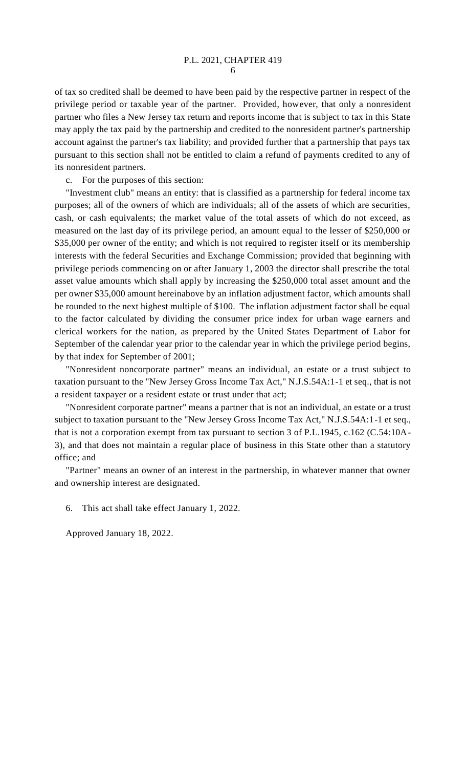of tax so credited shall be deemed to have been paid by the respective partner in respect of the privilege period or taxable year of the partner. Provided, however, that only a nonresident partner who files a New Jersey tax return and reports income that is subject to tax in this State may apply the tax paid by the partnership and credited to the nonresident partner's partnership account against the partner's tax liability; and provided further that a partnership that pays tax pursuant to this section shall not be entitled to claim a refund of payments credited to any of its nonresident partners.

c. For the purposes of this section:

"Investment club" means an entity: that is classified as a partnership for federal income tax purposes; all of the owners of which are individuals; all of the assets of which are securities, cash, or cash equivalents; the market value of the total assets of which do not exceed, as measured on the last day of its privilege period, an amount equal to the lesser of $250,000 or $35,000 per owner of the entity; and which is not required to register itself or its membership interests with the federal Securities and Exchange Commission; provided that beginning with privilege periods commencing on or after January 1, 2003 the director shall prescribe the total asset value amounts which shall apply by increasing the $250,000 total asset amount and the per owner $35,000 amount hereinabove by an inflation adjustment factor, which amounts shall be rounded to the next highest multiple of $100. The inflation adjustment factor shall be equal to the factor calculated by dividing the consumer price index for urban wage earners and clerical workers for the nation, as prepared by the United States Department of Labor for September of the calendar year prior to the calendar year in which the privilege period begins, by that index for September of 2001;

"Nonresident noncorporate partner" means an individual, an estate or a trust subject to taxation pursuant to the "New Jersey Gross Income Tax Act," N.J.S.54A:1-1 et seq., that is not a resident taxpayer or a resident estate or trust under that act;

"Nonresident corporate partner" means a partner that is not an individual, an estate or a trust subject to taxation pursuant to the "New Jersey Gross Income Tax Act," N.J.S.54A:1-1 et seq., that is not a corporation exempt from tax pursuant to section 3 of P.L.1945, c.162 (C.54:10A-3), and that does not maintain a regular place of business in this State other than a statutory office; and

"Partner" means an owner of an interest in the partnership, in whatever manner that owner and ownership interest are designated.

6. This act shall take effect January 1, 2022.

Approved January 18, 2022.